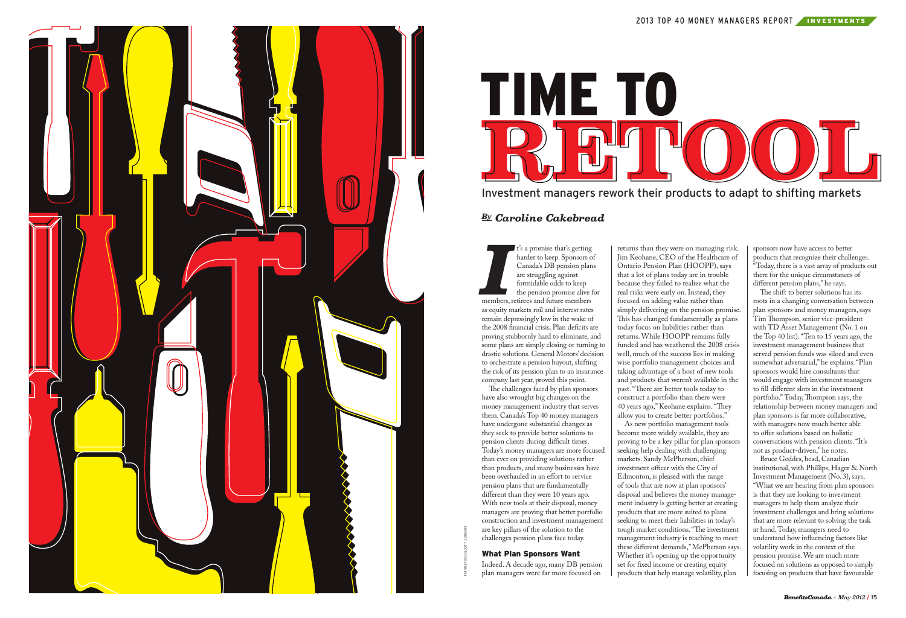# TIME TO RETOOL

Investment managers rework their products to adapt to shifting markets

*By* ***Caroline Cakebread***

It's a promise that's getting harder to keep. Sponsors of Canada's DB pension plans are struggling against formidable odds to keep the pension promise alive for members, retirees and future members as equity markets roil and interest rates remain depressingly low in the wake of the 2008 financial crisis. Plan deficits are proving stubbornly hard to eliminate, and some plans are simply closing or turning to drastic solutions. General Motors' decision to orchestrate a pension buyout, shifting the risk of its pension plan to an insurance company last year, proved this point.

The challenges faced by plan sponsors have also wrought big changes on the money management industry that serves them. Canada's Top 40 money managers have undergone substantial changes as they seek to provide better solutions to pension clients during difficult times. Today's money managers are more focused than ever on providing solutions rather than products, and many businesses have been overhauled in an effort to service pension plans that are fundamentally different than they were 10 years ago. With new tools at their disposal, money managers are proving that better portfolio construction and investment management are key pillars of the solution to the challenges pension plans face today.

## What Plan Sponsors Want

Indeed. A decade ago, many DB pension plan managers were far more focused on returns than they were on managing risk. Jim Keohane, CEO of the Healthcare of Ontario Pension Plan (HOOPP), says that a lot of plans today are in trouble because they failed to realize what the real risks were early on. Instead, they focused on adding value rather than simply delivering on the pension promise. This has changed fundamentally as plans today focus on liabilities rather than returns. While HOOPP remains fully funded and has weathered the 2008 crisis well, much of the success lies in making wise portfolio management choices and taking advantage of a host of new tools and products that weren't available in the past. "There are better tools today to construct a portfolio than there were 40 years ago," Keohane explains. "They allow you to create better portfolios."

As new portfolio management tools become more widely available, they are proving to be a key pillar for plan sponsors seeking help dealing with challenging markets. Sandy McPherson, chief investment officer with the City of Edmonton, is pleased with the range of tools that are now at plan sponsors' disposal and believes the money management industry is getting better at creating products that are more suited to plans seeking to meet their liabilities in today's tough market conditions. "The investment management industry is reaching to meet these different demands," McPherson says. Whether it's opening up the opportunity set for fixed income or creating equity products that help manage volatility, plan sponsors now have access to better products that recognize their challenges. "Today, there is a vast array of products out there for the unique circumstances of different pension plans," he says.

The shift to better solutions has its roots in a changing conversation between plan sponsors and money managers, says Tim Thompson, senior vice-president with TD Asset Management (No. 1 on the Top 40 list). "Ten to 15 years ago, the investment management business that served pension funds was siloed and even somewhat adversarial," he explains. "Plan sponsors would hire consultants that would engage with investment managers to fill different slots in the investment portfolio." Today, Thompson says, the relationship between money managers and plan sponsors is far more collaborative, with managers now much better able to offer solutions based on holistic conversations with pension clients. "It's not as product-driven," he notes.

Bruce Geddes, head, Canadian institutional, with Phillips, Hager & North Investment Management (No. 3), says, "What we are hearing from plan sponsors is that they are looking to investment managers to help them analyze their investment challenges and bring solutions that are more relevant to solving the task at hand. Today, managers need to understand how influencing factors like volatility work in the context of the pension promise. We are much more focused on solutions as opposed to simply focusing on products that have favourable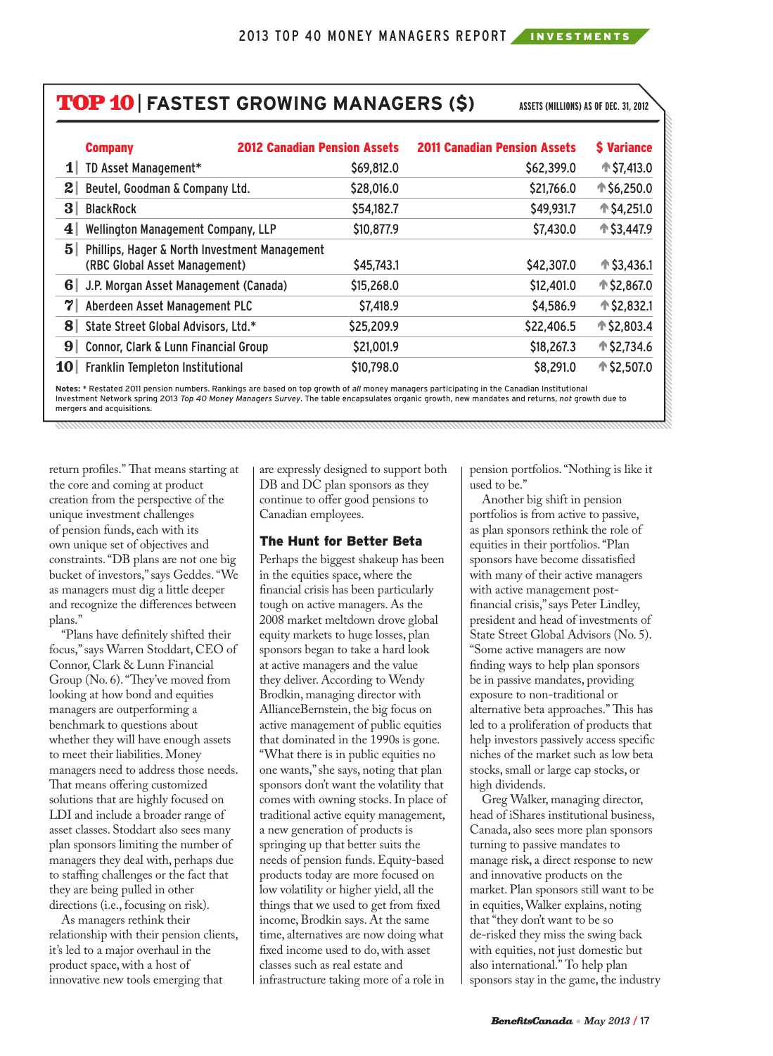## TOP 10 | FASTEST GROWING MANAGERS ($)

ASSETS (MILLIONS) AS OF DEC. 31, 2012

| | Company | 2012 Canadian Pension Assets | 2011 Canadian Pension Assets | $ Variance |
|---|---|---|---|---|
| 1 | TD Asset Management* | $69,812.0 | $62,399.0 | ↑$7,413.0 |
| 2 | Beutel, Goodman & Company Ltd. | $28,016.0 | $21,766.0 | ↑$6,250.0 |
| 3 | BlackRock | $54,182.7 | $49,931.7 | ↑$4,251.0 |
| 4 | Wellington Management Company, LLP | $10,877.9 | $7,430.0 | ↑$3,447.9 |
| 5 | Phillips, Hager & North Investment Management (RBC Global Asset Management) | $45,743.1 | $42,307.0 | ↑$3,436.1 |
| 6 | J.P. Morgan Asset Management (Canada) | $15,268.0 | $12,401.0 | ↑$2,867.0 |
| 7 | Aberdeen Asset Management PLC | $7,418.9 | $4,586.9 | ↑$2,832.1 |
| 8 | State Street Global Advisors, Ltd.* | $25,209.9 | $22,406.5 | ↑$2,803.4 |
| 9 | Connor, Clark & Lunn Financial Group | $21,001.9 | $18,267.3 | ↑$2,734.6 |
| 10 | Franklin Templeton Institutional | $10,798.0 | $8,291.0 | ↑$2,507.0 |

**Notes:** * Restated 2011 pension numbers. Rankings are based on top growth of *all* money managers participating in the Canadian Institutional Investment Network spring 2013 *Top 40 Money Managers Survey*. The table encapsulates organic growth, new mandates and returns, *not* growth due to mergers and acquisitions.

return profiles." That means starting at the core and coming at product creation from the perspective of the unique investment challenges of pension funds, each with its own unique set of objectives and constraints. "DB plans are not one big bucket of investors," says Geddes. "We as managers must dig a little deeper and recognize the differences between plans."

"Plans have definitely shifted their focus," says Warren Stoddart, CEO of Connor, Clark & Lunn Financial Group (No. 6). "They've moved from looking at how bond and equities managers are outperforming a benchmark to questions about whether they will have enough assets to meet their liabilities. Money managers need to address those needs. That means offering customized solutions that are highly focused on LDI and include a broader range of asset classes. Stoddart also sees many plan sponsors limiting the number of managers they deal with, perhaps due to staffing challenges or the fact that they are being pulled in other directions (i.e., focusing on risk).

As managers rethink their relationship with their pension clients, it's led to a major overhaul in the product space, with a host of innovative new tools emerging that are expressly designed to support both DB and DC plan sponsors as they continue to offer good pensions to Canadian employees.

### The Hunt for Better Beta

Perhaps the biggest shakeup has been in the equities space, where the financial crisis has been particularly tough on active managers. As the 2008 market meltdown drove global equity markets to huge losses, plan sponsors began to take a hard look at active managers and the value they deliver. According to Wendy Brodkin, managing director with AllianceBernstein, the big focus on active management of public equities that dominated in the 1990s is gone. "What there is in public equities no one wants," she says, noting that plan sponsors don't want the volatility that comes with owning stocks. In place of traditional active equity management, a new generation of products is springing up that better suits the needs of pension funds. Equity-based products today are more focused on low volatility or higher yield, all the things that we used to get from fixed income, Brodkin says. At the same time, alternatives are now doing what fixed income used to do, with asset classes such as real estate and infrastructure taking more of a role in pension portfolios. "Nothing is like it used to be."

Another big shift in pension portfolios is from active to passive, as plan sponsors rethink the role of equities in their portfolios. "Plan sponsors have become dissatisfied with many of their active managers with active management post-financial crisis," says Peter Lindley, president and head of investments of State Street Global Advisors (No. 5). "Some active managers are now finding ways to help plan sponsors be in passive mandates, providing exposure to non-traditional or alternative beta approaches." This has led to a proliferation of products that help investors passively access specific niches of the market such as low beta stocks, small or large cap stocks, or high dividends.

Greg Walker, managing director, head of iShares institutional business, Canada, also sees more plan sponsors turning to passive mandates to manage risk, a direct response to new and innovative products on the market. Plan sponsors still want to be in equities, Walker explains, noting that "they don't want to be so de-risked they miss the swing back with equities, not just domestic but also international." To help plan sponsors stay in the game, the industry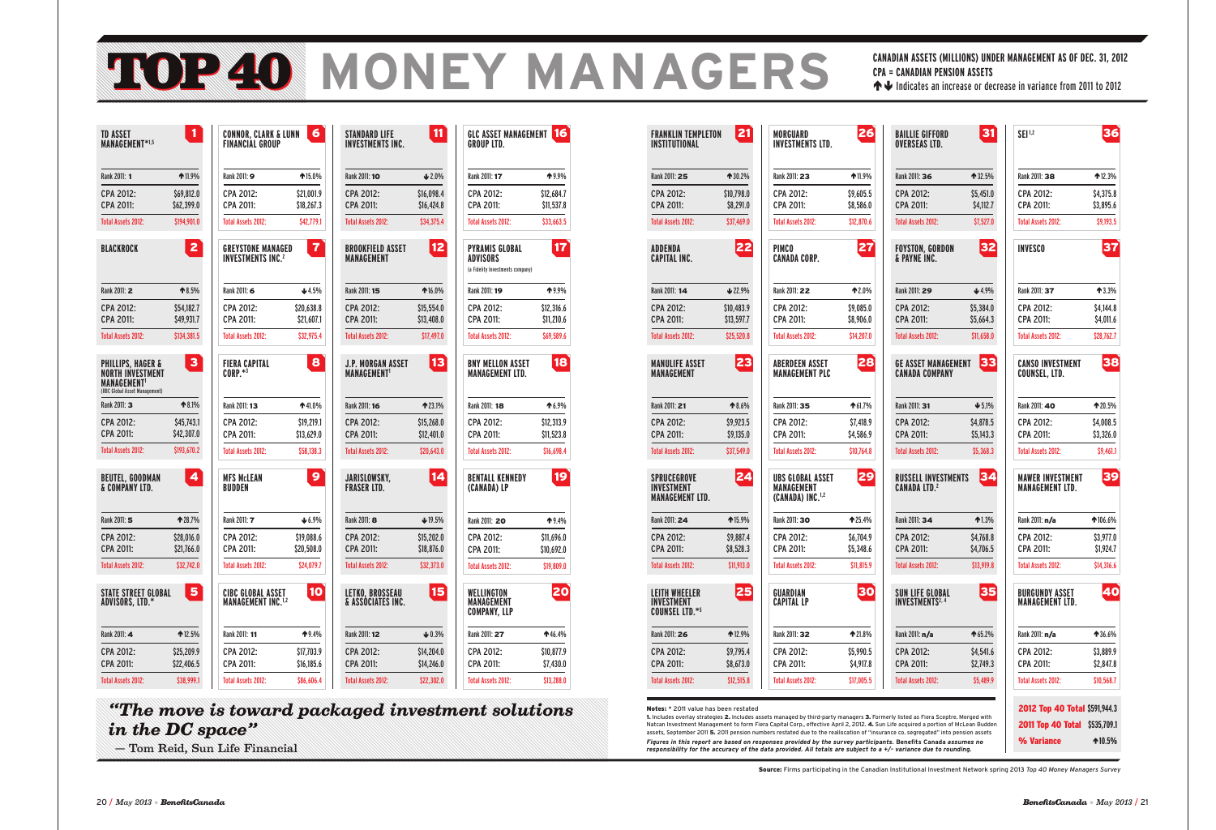# TOP 40 MONEY MANAGERS

**CANADIAN ASSETS (MILLIONS) UNDER MANAGEMENT AS OF DEC. 31, 2012**
**CPA = CANADIAN PENSION ASSETS**
↑↓ Indicates an increase or decrease in variance from 2011 to 2012

| Rank 2012 | Firm | Rank 2011 | Variance | CPA 2012 | CPA 2011 | Total Assets 2012 |
|---|---|---|---|---|---|---|
| 1 | TD ASSET MANAGEMENT*[1,5] | 1 | ↑11.9% | $69,812.0 | $62,399.0 | $194,901.0 |
| 2 | BLACKROCK | 2 | ↑8.5% | $54,182.7 | $49,931.7 | $134,381.5 |
| 3 | PHILLIPS, HAGER & NORTH INVESTMENT MANAGEMENT[1] (RBC Global Asset Management) | 3 | ↑8.1% | $45,743.1 | $42,307.0 | $193,670.2 |
| 4 | BEUTEL, GOODMAN & COMPANY LTD. | 5 | ↑28.7% | $28,016.0 | $21,766.0 | $32,742.0 |
| 5 | STATE STREET GLOBAL ADVISORS, LTD.* | 4 | ↑12.5% | $25,209.9 | $22,406.5 | $38,999.1 |
| 6 | CONNOR, CLARK & LUNN FINANCIAL GROUP | 9 | ↑15.0% | $21,001.9 | $18,267.3 | $42,779.1 |
| 7 | GREYSTONE MANAGED INVESTMENTS INC.[2] | 6 | ↓4.5% | $20,638.8 | $21,607.1 | $32,975.4 |
| 8 | FIERA CAPITAL CORP.*[3] | 13 | ↑41.0% | $19,219.1 | $13,629.0 | $58,138.3 |
| 9 | MFS McLEAN BUDDEN | 7 | ↓6.9% | $19,088.6 | $20,508.0 | $24,079.7 |
| 10 | CIBC GLOBAL ASSET MANAGEMENT INC.[1,2] | 11 | ↑9.4% | $17,703.9 | $16,185.6 | $86,606.4 |
| 11 | STANDARD LIFE INVESTMENTS INC. | 10 | ↓2.0% | $16,098.4 | $16,424.8 | $34,375.4 |
| 12 | BROOKFIELD ASSET MANAGEMENT | 15 | ↑16.0% | $15,554.0 | $13,408.0 | $17,497.0 |
| 13 | J.P. MORGAN ASSET MANAGEMENT[1] | 16 | ↑23.1% | $15,268.0 | $12,401.0 | $20,643.0 |
| 14 | JARISLOWSKY, FRASER LTD. | 8 | ↓19.5% | $15,202.0 | $18,876.0 | $32,373.0 |
| 15 | LETKO, BROSSEAU & ASSOCIATES INC. | 12 | ↓0.3% | $14,204.0 | $14,246.0 | $22,302.0 |
| 16 | GLC ASSET MANAGEMENT GROUP LTD. | 17 | ↑9.9% | $12,684.7 | $11,537.8 | $33,663.5 |
| 17 | PYRAMIS GLOBAL ADVISORS (a Fidelity Investments company) | 19 | ↑9.9% | $12,316.6 | $11,210.6 | $69,589.6 |
| 18 | BNY MELLON ASSET MANAGEMENT LTD. | 18 | ↑6.9% | $12,313.9 | $11,523.8 | $16,698.4 |
| 19 | BENTALL KENNEDY (CANADA) LP | 20 | ↑9.4% | $11,696.0 | $10,692.0 | $19,809.0 |
| 20 | WELLINGTON MANAGEMENT COMPANY, LLP | 27 | ↑46.4% | $10,877.9 | $7,430.0 | $13,288.0 |
| 21 | FRANKLIN TEMPLETON INSTITUTIONAL | 25 | ↑30.2% | $10,798.0 | $8,291.0 | $37,469.0 |
| 22 | ADDENDA CAPITAL INC. | 14 | ↓22.9% | $10,483.9 | $13,597.7 | $25,520.8 |
| 23 | MANULIFE ASSET MANAGEMENT | 21 | ↑8.6% | $9,923.5 | $9,135.0 | $37,549.0 |
| 24 | SPRUCEGROVE INVESTMENT MANAGEMENT LTD. | 24 | ↑15.9% | $9,887.4 | $8,528.3 | $11,913.0 |
| 25 | LEITH WHEELER INVESTMENT COUNSEL LTD.*[5] | 26 | ↑12.9% | $9,795.4 | $8,673.0 | $12,515.8 |
| 26 | MORGUARD INVESTMENTS LTD. | 23 | ↑11.9% | $9,605.5 | $8,586.0 | $12,870.6 |
| 27 | PIMCO CANADA CORP. | 22 | ↑2.0% | $9,085.0 | $8,906.0 | $14,207.0 |
| 28 | ABERDEEN ASSET MANAGEMENT PLC | 35 | ↑61.7% | $7,418.9 | $4,586.9 | $10,764.8 |
| 29 | UBS GLOBAL ASSET MANAGEMENT (CANADA) INC.[1,2] | 30 | ↑25.4% | $6,704.9 | $5,348.6 | $11,815.9 |
| 30 | GUARDIAN CAPITAL LP | 32 | ↑21.8% | $5,990.5 | $4,917.8 | $17,005.5 |
| 31 | BAILLIE GIFFORD OVERSEAS LTD. | 36 | ↑32.5% | $5,451.0 | $4,112.7 | $7,527.0 |
| 32 | FOYSTON, GORDON & PAYNE INC. | 29 | ↓4.9% | $5,384.0 | $5,664.3 | $11,658.0 |
| 33 | GE ASSET MANAGEMENT CANADA COMPANY | 31 | ↓5.1% | $4,878.5 | $5,143.3 | $5,368.3 |
| 34 | RUSSELL INVESTMENTS CANADA LTD.[2] | 34 | ↑1.3% | $4,768.8 | $4,706.5 | $13,919.8 |
| 35 | SUN LIFE GLOBAL INVESTMENTS[2,4] | n/a | ↑65.2% | $4,541.6 | $2,749.3 | $5,489.9 |
| 36 | SEI[1,2] | 38 | ↑12.3% | $4,375.8 | $3,895.6 | $9,193.5 |
| 37 | INVESCO | 37 | ↑3.3% | $4,144.8 | $4,011.6 | $28,762.7 |
| 38 | CANSO INVESTMENT COUNSEL, LTD. | 40 | ↑20.5% | $4,008.5 | $3,326.0 | $9,461.1 |
| 39 | MAWER INVESTMENT MANAGEMENT LTD. | n/a | ↑106.6% | $3,977.0 | $1,924.7 | $14,316.6 |
| 40 | BURGUNDY ASSET MANAGEMENT LTD. | n/a | ↑36.6% | $3,889.9 | $2,847.8 | $10,568.7 |

| | |
|---|---|
| **2012 Top 40 Total** | **$591,944.3** |
| **2011 Top 40 Total** | **$535,709.1** |
| **% Variance** | **↑10.5%** |

***"The move is toward packaged investment solutions in the DC space"***
— Tom Reid, Sun Life Financial

**Notes:** * 2011 value has been restated
**1.** Includes overlay strategies **2.** Includes assets managed by third-party managers **3.** Formerly listed as Fiera Sceptre. Merged with Natcan Investment Management to form Fiera Capital Corp., effective April 2, 2012. **4.** Sun Life acquired a portion of McLean Budden assets, September 2011 **5.** 2011 pension numbers restated due to the reallocation of "insurance co. segregated" into pension assets

*Figures in this report are based on responses provided by the survey participants. Benefits Canada assumes no responsibility for the accuracy of the data provided. All totals are subject to a +/- variance due to rounding.*

**Source:** Firms participating in the Canadian Institutional Investment Network spring 2013 *Top 40 Money Managers Survey*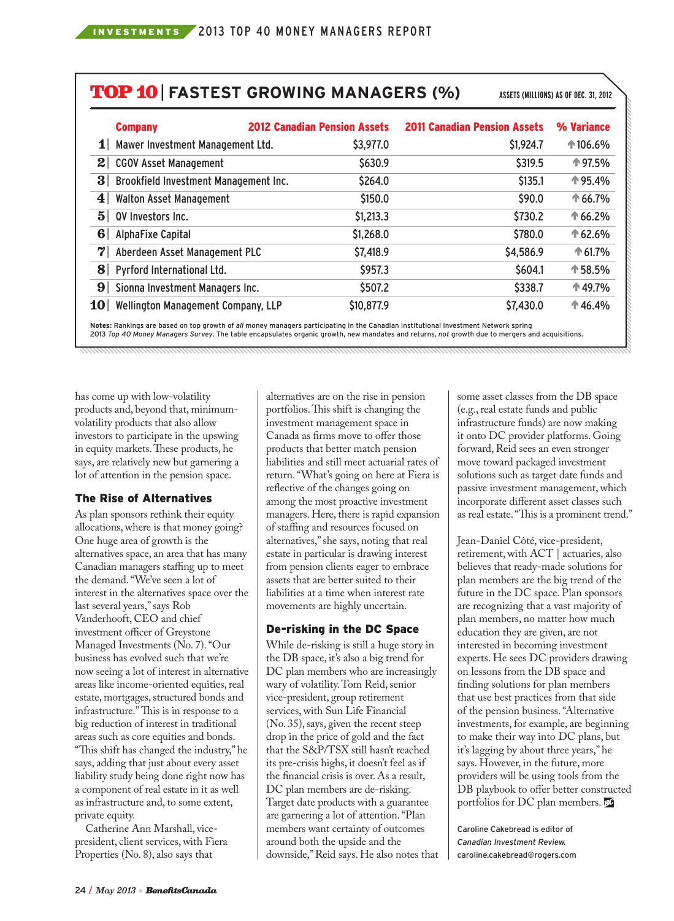## TOP 10 | FASTEST GROWING MANAGERS (%)

ASSETS (MILLIONS) AS OF DEC. 31, 2012

| | Company | 2012 Canadian Pension Assets | 2011 Canadian Pension Assets | % Variance |
|---|---|---|---|---|
| 1 | Mawer Investment Management Ltd. | $3,977.0 | $1,924.7 | ↑106.6% |
| 2 | CGOV Asset Management | $630.9 | $319.5 | ↑97.5% |
| 3 | Brookfield Investment Management Inc. | $264.0 | $135.1 | ↑95.4% |
| 4 | Walton Asset Management | $150.0 | $90.0 | ↑66.7% |
| 5 | QV Investors Inc. | $1,213.3 | $730.2 | ↑66.2% |
| 6 | AlphaFixe Capital | $1,268.0 | $780.0 | ↑62.6% |
| 7 | Aberdeen Asset Management PLC | $7,418.9 | $4,586.9 | ↑61.7% |
| 8 | Pyrford International Ltd. | $957.3 | $604.1 | ↑58.5% |
| 9 | Sionna Investment Managers Inc. | $507.2 | $338.7 | ↑49.7% |
| 10 | Wellington Management Company, LLP | $10,877.9 | $7,430.0 | ↑46.4% |

**Notes:** Rankings are based on top growth of *all* money managers participating in the Canadian Institutional Investment Network spring 2013 *Top 40 Money Managers Survey*. The table encapsulates organic growth, new mandates and returns, *not* growth due to mergers and acquisitions.

has come up with low-volatility products and, beyond that, minimum-volatility products that also allow investors to participate in the upswing in equity markets. These products, he says, are relatively new but garnering a lot of attention in the pension space.

### The Rise of Alternatives

As plan sponsors rethink their equity allocations, where is that money going? One huge area of growth is the alternatives space, an area that has many Canadian managers staffing up to meet the demand. "We've seen a lot of interest in the alternatives space over the last several years," says Rob Vanderhooft, CEO and chief investment officer of Greystone Managed Investments (No. 7). "Our business has evolved such that we're now seeing a lot of interest in alternative areas like income-oriented equities, real estate, mortgages, structured bonds and infrastructure." This is in response to a big reduction of interest in traditional areas such as core equities and bonds. "This shift has changed the industry," he says, adding that just about every asset liability study being done right now has a component of real estate in it as well as infrastructure and, to some extent, private equity.

Catherine Ann Marshall, vice-president, client services, with Fiera Properties (No. 8), also says that alternatives are on the rise in pension portfolios. This shift is changing the investment management space in Canada as firms move to offer those products that better match pension liabilities and still meet actuarial rates of return. "What's going on here at Fiera is reflective of the changes going on among the most proactive investment managers. Here, there is rapid expansion of staffing and resources focused on alternatives," she says, noting that real estate in particular is drawing interest from pension clients eager to embrace assets that are better suited to their liabilities at a time when interest rate movements are highly uncertain.

### De-risking in the DC Space

While de-risking is still a huge story in the DB space, it's also a big trend for DC plan members who are increasingly wary of volatility. Tom Reid, senior vice-president, group retirement services, with Sun Life Financial (No. 35), says, given the recent steep drop in the price of gold and the fact that the S&P/TSX still hasn't reached its pre-crisis highs, it doesn't feel as if the financial crisis is over. As a result, DC plan members are de-risking. Target date products with a guarantee are garnering a lot of attention. "Plan members want certainty of outcomes around both the upside and the downside," Reid says. He also notes that some asset classes from the DB space (e.g., real estate funds and public infrastructure funds) are now making it onto DC provider platforms. Going forward, Reid sees an even stronger move toward packaged investment solutions such as target date funds and passive investment management, which incorporate different asset classes such as real estate. "This is a prominent trend."

Jean-Daniel Côté, vice-president, retirement, with ACT | actuaries, also believes that ready-made solutions for plan members are the big trend of the future in the DC space. Plan sponsors are recognizing that a vast majority of plan members, no matter how much education they are given, are not interested in becoming investment experts. He sees DC providers drawing on lessons from the DB space and finding solutions for plan members that use best practices from that side of the pension business. "Alternative investments, for example, are beginning to make their way into DC plans, but it's lagging by about three years," he says. However, in the future, more providers will be using tools from the DB playbook to offer better constructed portfolios for DC plan members.

Caroline Cakebread is editor of *Canadian Investment Review*. caroline.cakebread@rogers.com